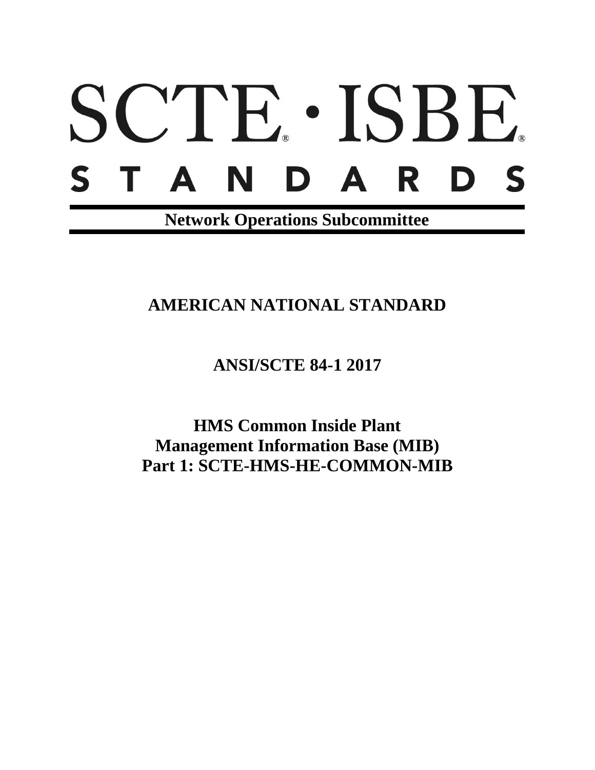# SCTE · ISBE

# STANDARDS

**Network Operations Subcommittee**

## AMERICAN NATIONAL STANDARD

## ANSI/SCTE 84-1 2017

# HMS Common Inside Plant Management Information Base (MIB) Part 1: SCTE-HMS-HE-COMMON-MIB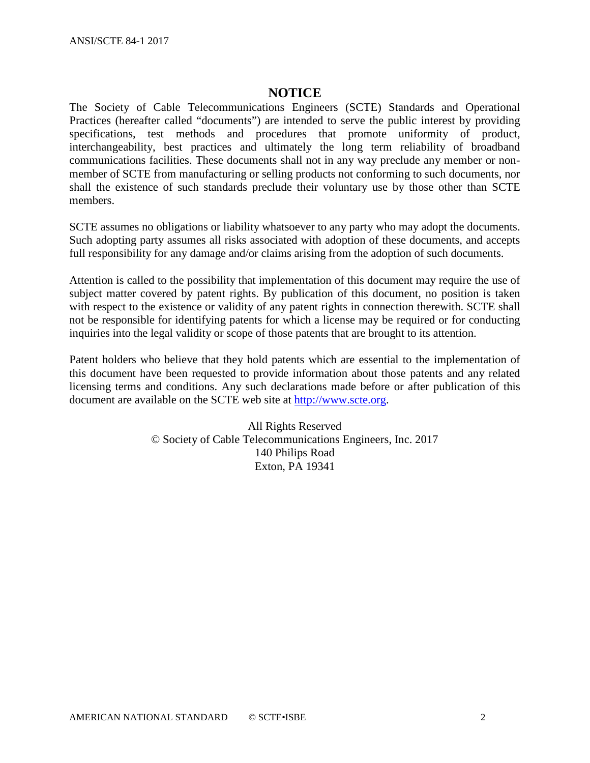# NOTICE

The Society of Cable Telecommunications Engineers (SCTE) Standards and Operational Practices (hereafter called "documents") are intended to serve the public interest by providing specifications, test methods and procedures that promote uniformity of product, interchangeability, best practices and ultimately the long term reliability of broadband communications facilities. These documents shall not in any way preclude any member or non-member of SCTE from manufacturing or selling products not conforming to such documents, nor shall the existence of such standards preclude their voluntary use by those other than SCTE members.

SCTE assumes no obligations or liability whatsoever to any party who may adopt the documents. Such adopting party assumes all risks associated with adoption of these documents, and accepts full responsibility for any damage and/or claims arising from the adoption of such documents.

Attention is called to the possibility that implementation of this document may require the use of subject matter covered by patent rights. By publication of this document, no position is taken with respect to the existence or validity of any patent rights in connection therewith. SCTE shall not be responsible for identifying patents for which a license may be required or for conducting inquiries into the legal validity or scope of those patents that are brought to its attention.

Patent holders who believe that they hold patents which are essential to the implementation of this document have been requested to provide information about those patents and any related licensing terms and conditions. Any such declarations made before or after publication of this document are available on the SCTE web site at [http://www.scte.org](http://www.scte.org).

All Rights Reserved  
© Society of Cable Telecommunications Engineers, Inc. 2017  
140 Philips Road  
Exton, PA 19341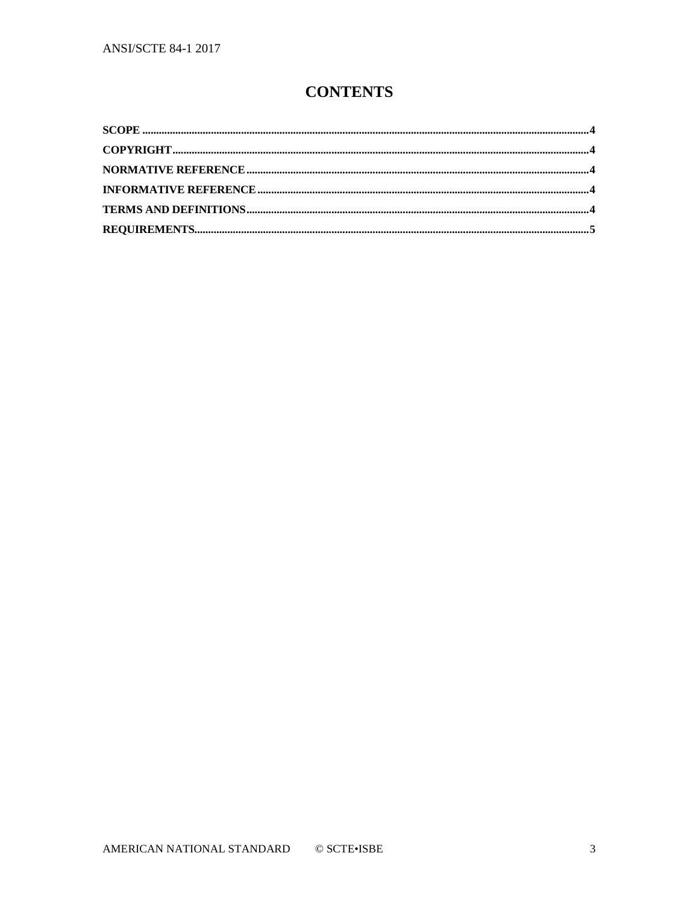# CONTENTS

**SCOPE** .......... **4**

**COPYRIGHT** .......... **4**

**NORMATIVE REFERENCE** .......... **4**

**INFORMATIVE REFERENCE** .......... **4**

**TERMS AND DEFINITIONS** .......... **4**

**REQUIREMENTS** .......... **5**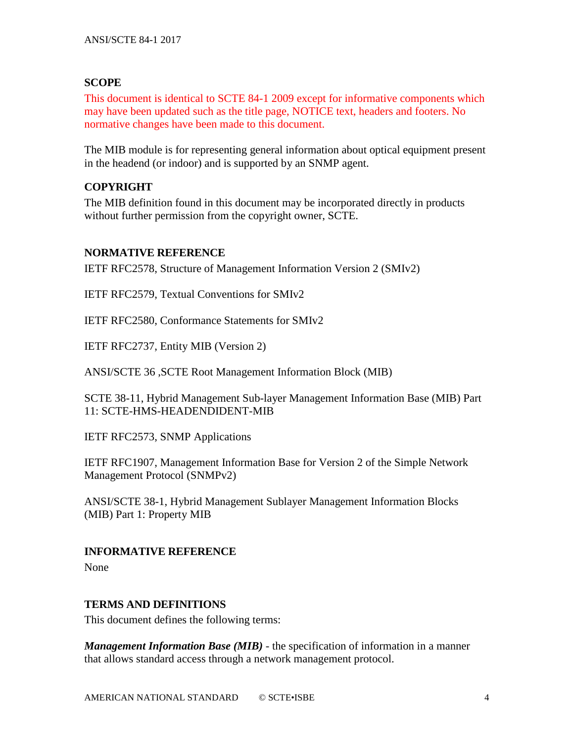## SCOPE

This document is identical to SCTE 84-1 2009 except for informative components which may have been updated such as the title page, NOTICE text, headers and footers. No normative changes have been made to this document.

The MIB module is for representing general information about optical equipment present in the headend (or indoor) and is supported by an SNMP agent.

## COPYRIGHT

The MIB definition found in this document may be incorporated directly in products without further permission from the copyright owner, SCTE.

## NORMATIVE REFERENCE

IETF RFC2578, Structure of Management Information Version 2 (SMIv2)

IETF RFC2579, Textual Conventions for SMIv2

IETF RFC2580, Conformance Statements for SMIv2

IETF RFC2737, Entity MIB (Version 2)

ANSI/SCTE 36 ,SCTE Root Management Information Block (MIB)

SCTE 38-11, Hybrid Management Sub-layer Management Information Base (MIB) Part 11: SCTE-HMS-HEADENDIDENT-MIB

IETF RFC2573, SNMP Applications

IETF RFC1907, Management Information Base for Version 2 of the Simple Network Management Protocol (SNMPv2)

ANSI/SCTE 38-1, Hybrid Management Sublayer Management Information Blocks (MIB) Part 1: Property MIB

## INFORMATIVE REFERENCE

None

## TERMS AND DEFINITIONS

This document defines the following terms:

***Management Information Base (MIB)*** - the specification of information in a manner that allows standard access through a network management protocol.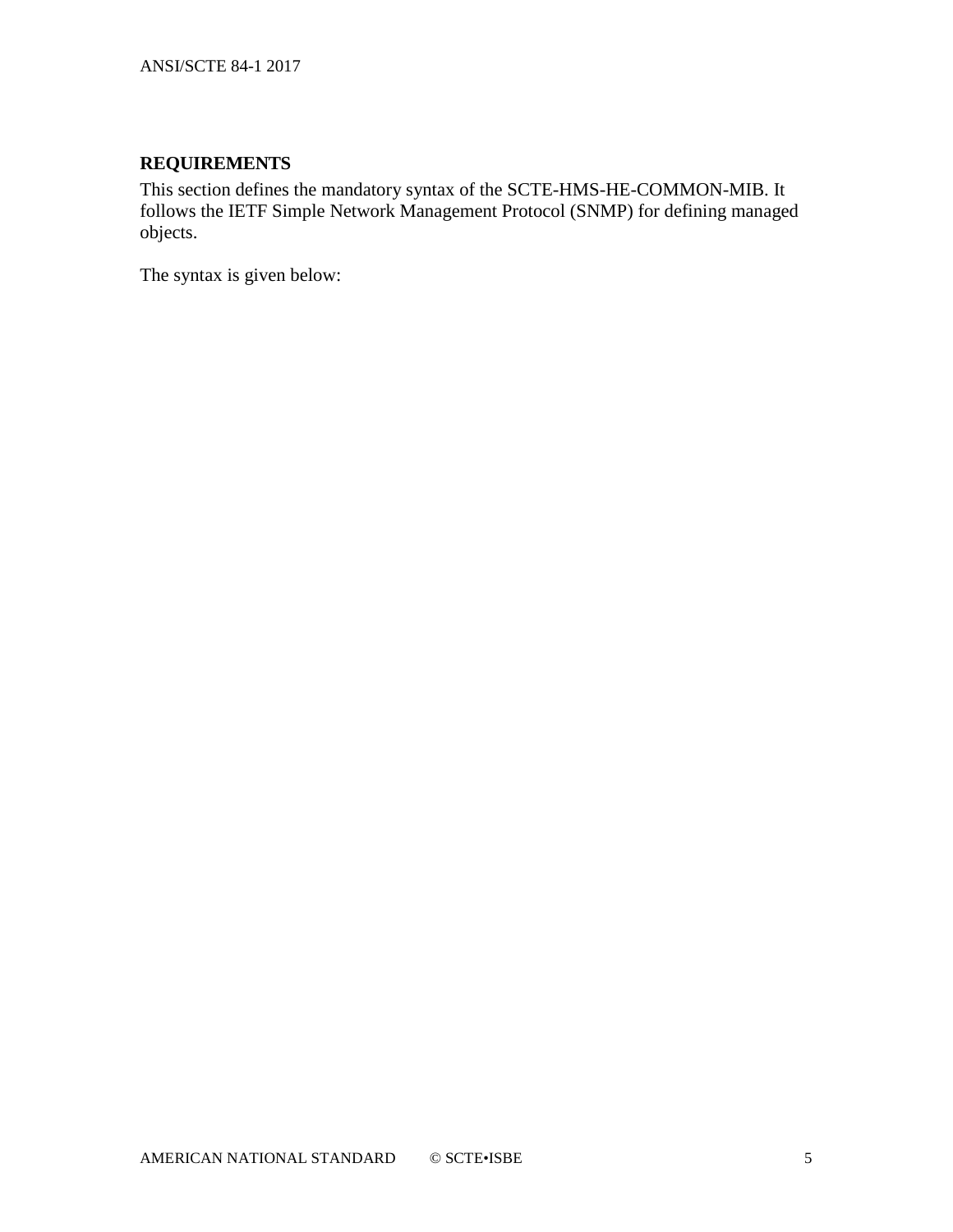## REQUIREMENTS

This section defines the mandatory syntax of the SCTE-HMS-HE-COMMON-MIB. It follows the IETF Simple Network Management Protocol (SNMP) for defining managed objects.

The syntax is given below: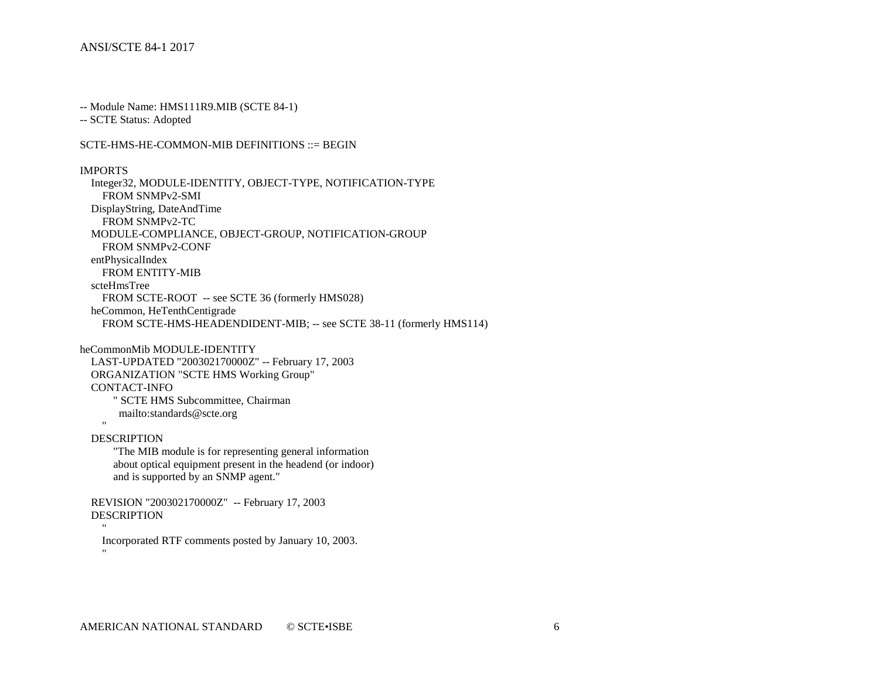```
-- Module Name: HMS111R9.MIB (SCTE 84-1)
-- SCTE Status: Adopted

SCTE-HMS-HE-COMMON-MIB DEFINITIONS ::= BEGIN

IMPORTS
   Integer32, MODULE-IDENTITY, OBJECT-TYPE, NOTIFICATION-TYPE
      FROM SNMPv2-SMI
   DisplayString, DateAndTime
      FROM SNMPv2-TC
   MODULE-COMPLIANCE, OBJECT-GROUP, NOTIFICATION-GROUP
      FROM SNMPv2-CONF
   entPhysicalIndex
      FROM ENTITY-MIB
   scteHmsTree
      FROM SCTE-ROOT  -- see SCTE 36 (formerly HMS028)
   heCommon, HeTenthCentigrade
      FROM SCTE-HMS-HEADENDIDENT-MIB; -- see SCTE 38-11 (formerly HMS114)

heCommonMib MODULE-IDENTITY
   LAST-UPDATED "200302170000Z" -- February 17, 2003
   ORGANIZATION "SCTE HMS Working Group"
   CONTACT-INFO
         " SCTE HMS Subcommittee, Chairman
           mailto:standards@scte.org
      "
   DESCRIPTION
         "The MIB module is for representing general information
         about optical equipment present in the headend (or indoor)
         and is supported by an SNMP agent."

   REVISION "200302170000Z"  -- February 17, 2003
   DESCRIPTION
      "
      Incorporated RTF comments posted by January 10, 2003.
      "
```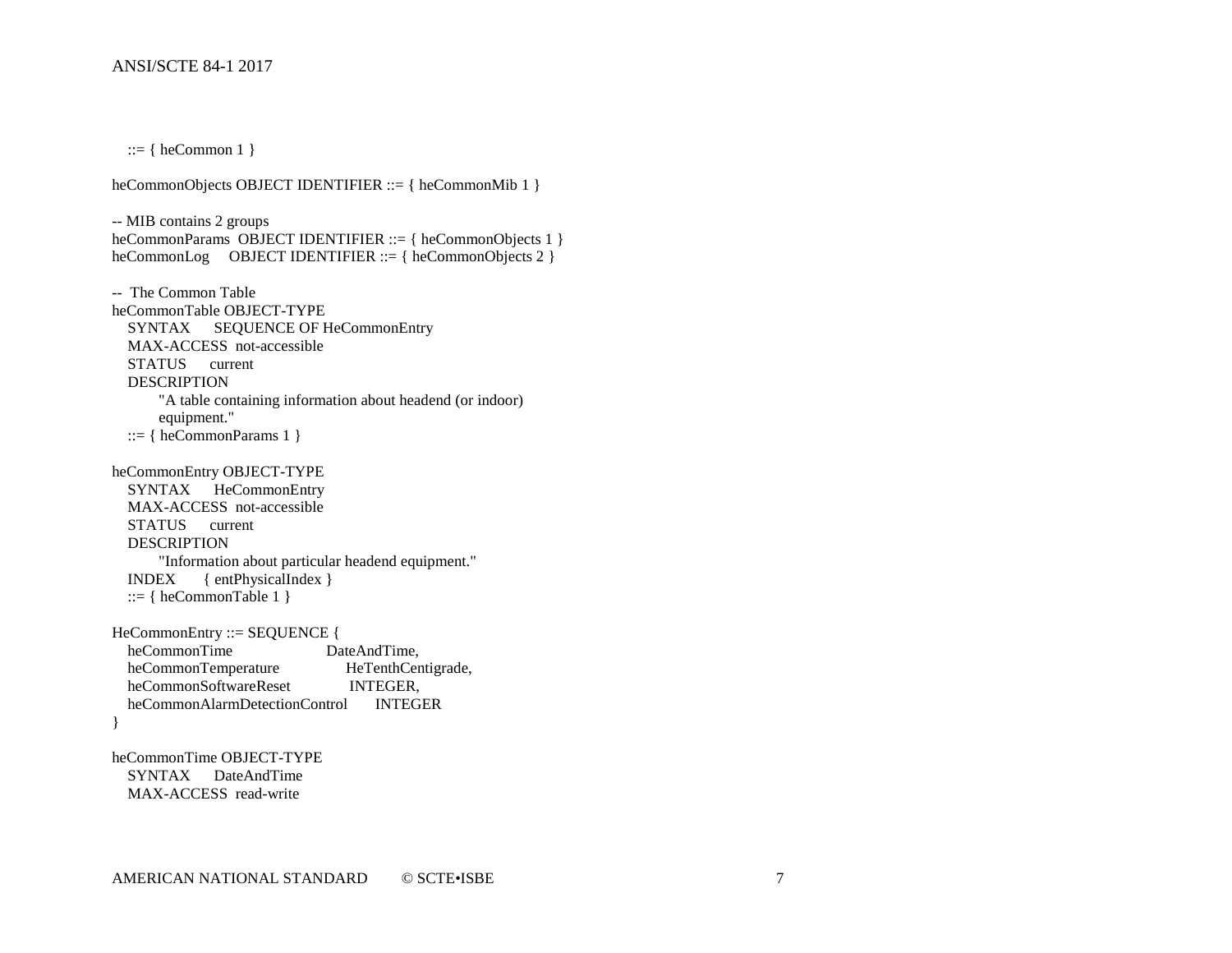```
   ::= { heCommon 1 }

heCommonObjects OBJECT IDENTIFIER ::= { heCommonMib 1 }

-- MIB contains 2 groups
heCommonParams  OBJECT IDENTIFIER ::= { heCommonObjects 1 }
heCommonLog     OBJECT IDENTIFIER ::= { heCommonObjects 2 }

--  The Common Table
heCommonTable OBJECT-TYPE
   SYNTAX      SEQUENCE OF HeCommonEntry
   MAX-ACCESS  not-accessible
   STATUS      current
   DESCRIPTION
         "A table containing information about headend (or indoor)
         equipment."
   ::= { heCommonParams 1 }

heCommonEntry OBJECT-TYPE
   SYNTAX      HeCommonEntry
   MAX-ACCESS  not-accessible
   STATUS      current
   DESCRIPTION
         "Information about particular headend equipment."
   INDEX       { entPhysicalIndex }
   ::= { heCommonTable 1 }

HeCommonEntry ::= SEQUENCE {
   heCommonTime                     DateAndTime,
   heCommonTemperature              HeTenthCentigrade,
   heCommonSoftwareReset            INTEGER,
   heCommonAlarmDetectionControl    INTEGER
}

heCommonTime OBJECT-TYPE
   SYNTAX      DateAndTime
   MAX-ACCESS  read-write
```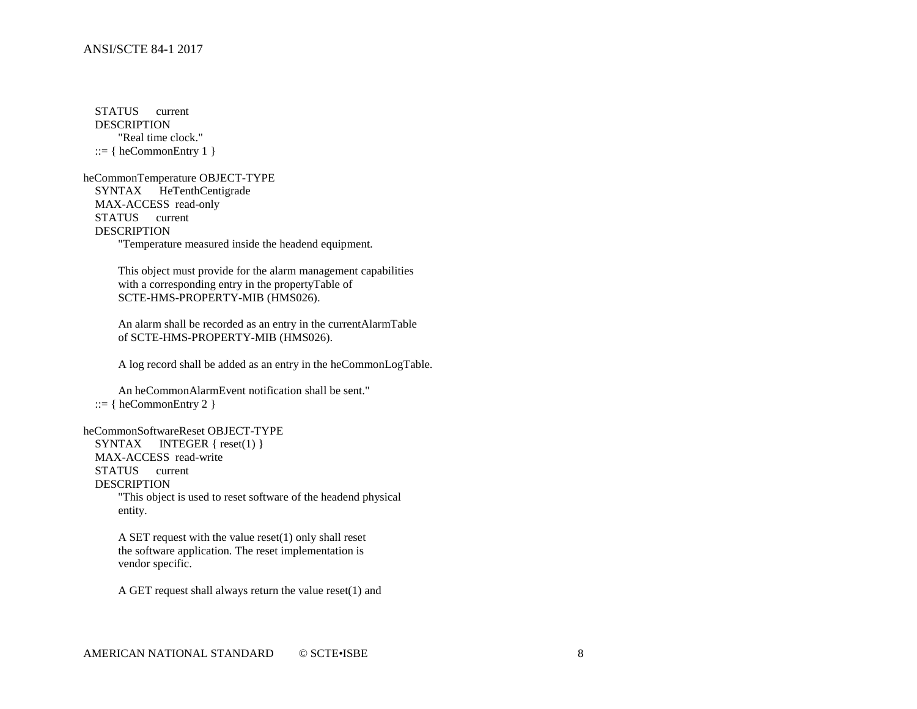```
   STATUS      current
   DESCRIPTION
         "Real time clock."
   ::= { heCommonEntry 1 }

heCommonTemperature OBJECT-TYPE
   SYNTAX      HeTenthCentigrade
   MAX-ACCESS  read-only
   STATUS      current
   DESCRIPTION
         "Temperature measured inside the headend equipment.

         This object must provide for the alarm management capabilities
         with a corresponding entry in the propertyTable of
         SCTE-HMS-PROPERTY-MIB (HMS026).

         An alarm shall be recorded as an entry in the currentAlarmTable
         of SCTE-HMS-PROPERTY-MIB (HMS026).

         A log record shall be added as an entry in the heCommonLogTable.

         An heCommonAlarmEvent notification shall be sent."
   ::= { heCommonEntry 2 }

heCommonSoftwareReset OBJECT-TYPE
   SYNTAX      INTEGER { reset(1) }
   MAX-ACCESS  read-write
   STATUS      current
   DESCRIPTION
         "This object is used to reset software of the headend physical
         entity.

         A SET request with the value reset(1) only shall reset
         the software application. The reset implementation is
         vendor specific.

         A GET request shall always return the value reset(1) and
```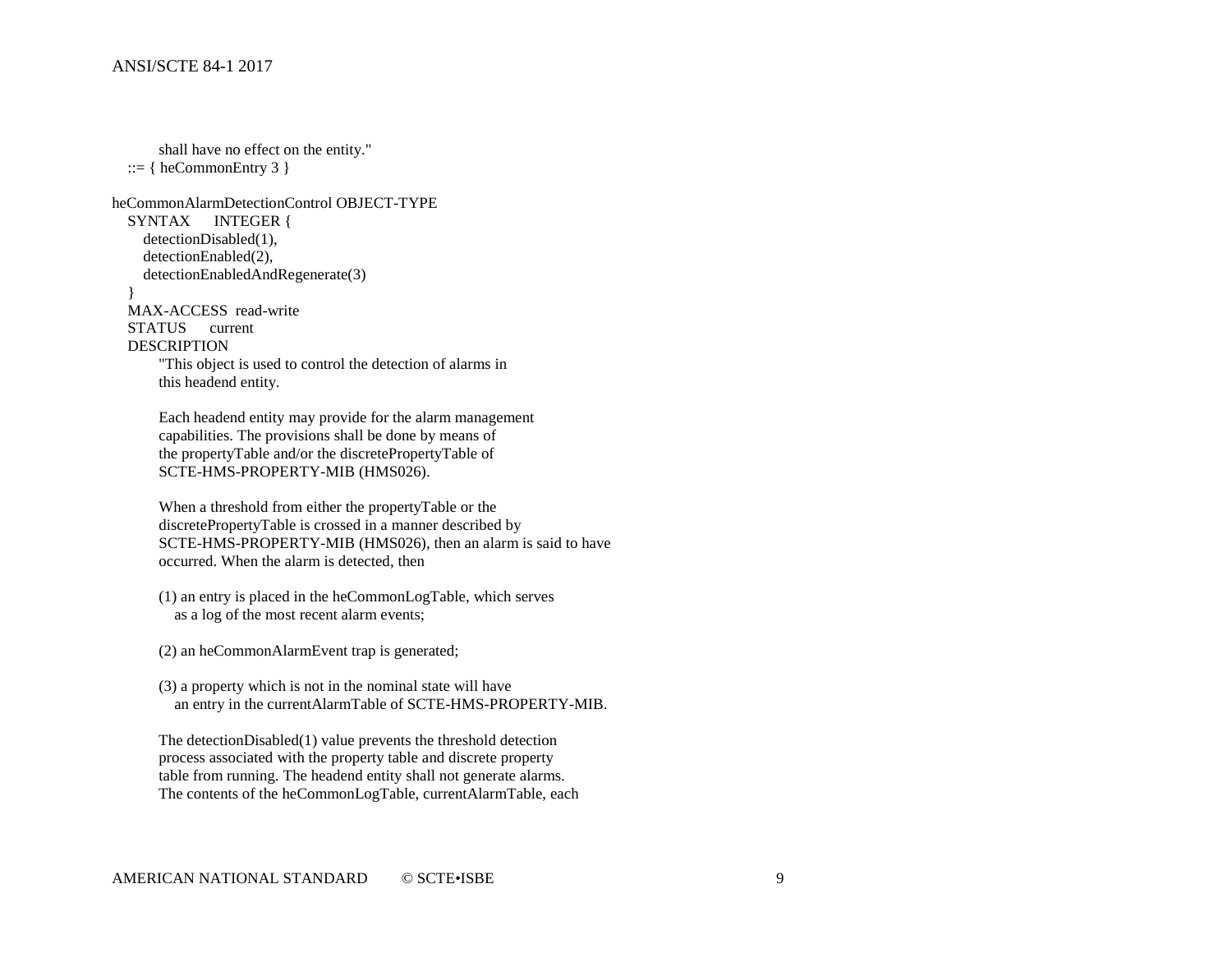```
        shall have no effect on the entity."
    ::= { heCommonEntry 3 }

heCommonAlarmDetectionControl OBJECT-TYPE
    SYNTAX      INTEGER {
        detectionDisabled(1),
        detectionEnabled(2),
        detectionEnabledAndRegenerate(3)
    }
    MAX-ACCESS  read-write
    STATUS      current
    DESCRIPTION
        "This object is used to control the detection of alarms in
        this headend entity.

        Each headend entity may provide for the alarm management
        capabilities. The provisions shall be done by means of
        the propertyTable and/or the discretePropertyTable of
        SCTE-HMS-PROPERTY-MIB (HMS026).

        When a threshold from either the propertyTable or the
        discretePropertyTable is crossed in a manner described by
        SCTE-HMS-PROPERTY-MIB (HMS026), then an alarm is said to have
        occurred. When the alarm is detected, then

        (1) an entry is placed in the heCommonLogTable, which serves
            as a log of the most recent alarm events;

        (2) an heCommonAlarmEvent trap is generated;

        (3) a property which is not in the nominal state will have
            an entry in the currentAlarmTable of SCTE-HMS-PROPERTY-MIB.

        The detectionDisabled(1) value prevents the threshold detection
        process associated with the property table and discrete property
        table from running. The headend entity shall not generate alarms.
        The contents of the heCommonLogTable, currentAlarmTable, each
```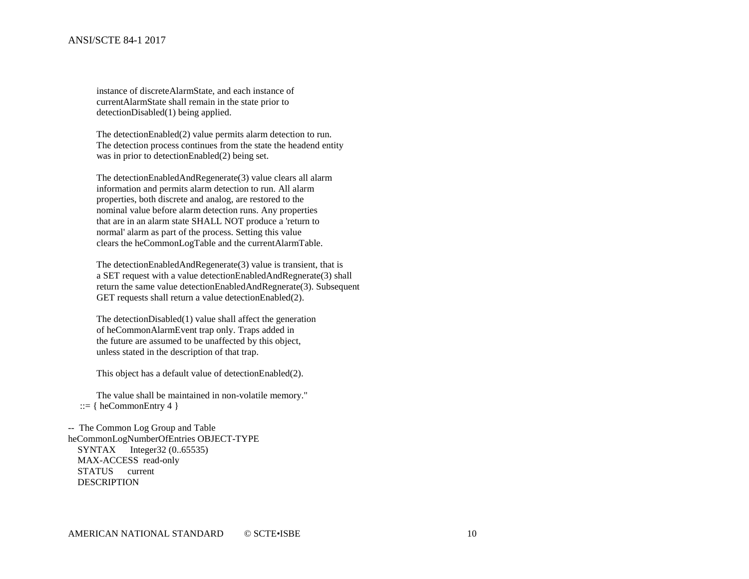```
         instance of discreteAlarmState, and each instance of
         currentAlarmState shall remain in the state prior to
         detectionDisabled(1) being applied.

         The detectionEnabled(2) value permits alarm detection to run.
         The detection process continues from the state the headend entity
         was in prior to detectionEnabled(2) being set.

         The detectionEnabledAndRegenerate(3) value clears all alarm
         information and permits alarm detection to run. All alarm
         properties, both discrete and analog, are restored to the
         nominal value before alarm detection runs. Any properties
         that are in an alarm state SHALL NOT produce a 'return to
         normal' alarm as part of the process. Setting this value
         clears the heCommonLogTable and the currentAlarmTable.

         The detectionEnabledAndRegenerate(3) value is transient, that is
         a SET request with a value detectionEnabledAndRegnerate(3) shall
         return the same value detectionEnabledAndRegnerate(3). Subsequent
         GET requests shall return a value detectionEnabled(2).

         The detectionDisabled(1) value shall affect the generation
         of heCommonAlarmEvent trap only. Traps added in
         the future are assumed to be unaffected by this object,
         unless stated in the description of that trap.

         This object has a default value of detectionEnabled(2).

         The value shall be maintained in non-volatile memory."
    ::= { heCommonEntry 4 }

--  The Common Log Group and Table
heCommonLogNumberOfEntries OBJECT-TYPE
    SYNTAX      Integer32 (0..65535)
    MAX-ACCESS  read-only
    STATUS      current
    DESCRIPTION
```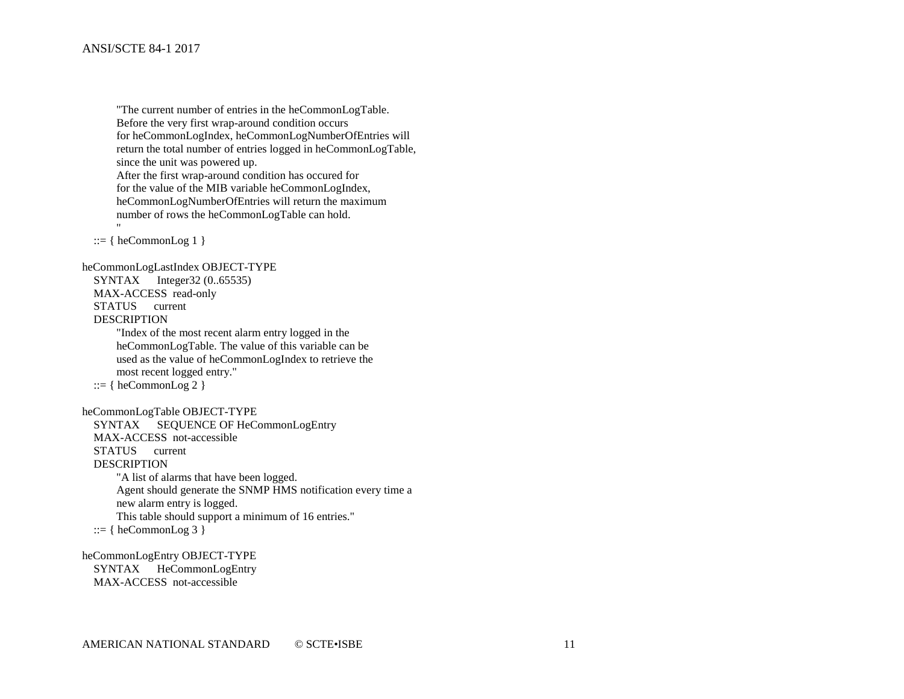```
        "The current number of entries in the heCommonLogTable.
        Before the very first wrap-around condition occurs
        for heCommonLogIndex, heCommonLogNumberOfEntries will
        return the total number of entries logged in heCommonLogTable,
        since the unit was powered up.
        After the first wrap-around condition has occured for
        for the value of the MIB variable heCommonLogIndex,
        heCommonLogNumberOfEntries will return the maximum
        number of rows the heCommonLogTable can hold.
        "
    ::= { heCommonLog 1 }

heCommonLogLastIndex OBJECT-TYPE
    SYNTAX      Integer32 (0..65535)
    MAX-ACCESS  read-only
    STATUS      current
    DESCRIPTION
        "Index of the most recent alarm entry logged in the
        heCommonLogTable. The value of this variable can be
        used as the value of heCommonLogIndex to retrieve the
        most recent logged entry."
    ::= { heCommonLog 2 }

heCommonLogTable OBJECT-TYPE
    SYNTAX      SEQUENCE OF HeCommonLogEntry
    MAX-ACCESS  not-accessible
    STATUS      current
    DESCRIPTION
        "A list of alarms that have been logged.
        Agent should generate the SNMP HMS notification every time a
        new alarm entry is logged.
        This table should support a minimum of 16 entries."
    ::= { heCommonLog 3 }

heCommonLogEntry OBJECT-TYPE
    SYNTAX      HeCommonLogEntry
    MAX-ACCESS  not-accessible
```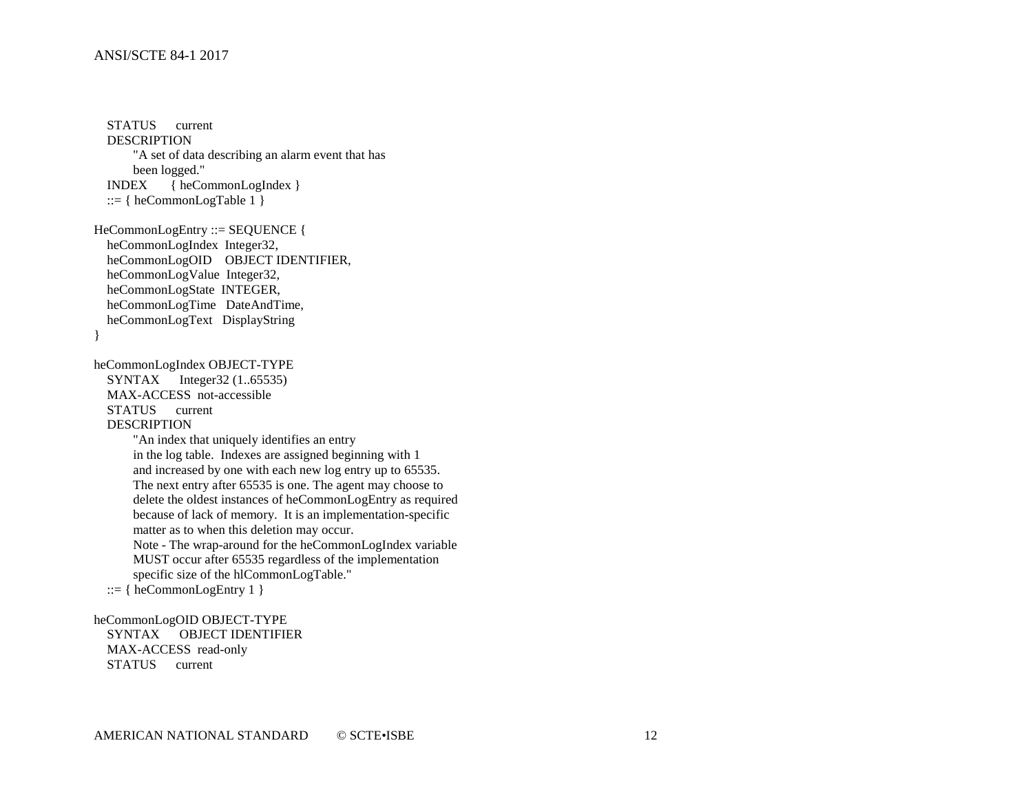```
    STATUS      current
    DESCRIPTION
          "A set of data describing an alarm event that has
          been logged."
    INDEX       { heCommonLogIndex }
    ::= { heCommonLogTable 1 }

HeCommonLogEntry ::= SEQUENCE {
    heCommonLogIndex  Integer32,
    heCommonLogOID    OBJECT IDENTIFIER,
    heCommonLogValue  Integer32,
    heCommonLogState  INTEGER,
    heCommonLogTime   DateAndTime,
    heCommonLogText   DisplayString
}

heCommonLogIndex OBJECT-TYPE
    SYNTAX      Integer32 (1..65535)
    MAX-ACCESS  not-accessible
    STATUS      current
    DESCRIPTION
          "An index that uniquely identifies an entry
          in the log table.  Indexes are assigned beginning with 1
          and increased by one with each new log entry up to 65535.
          The next entry after 65535 is one. The agent may choose to
          delete the oldest instances of heCommonLogEntry as required
          because of lack of memory.  It is an implementation-specific
          matter as to when this deletion may occur.
          Note - The wrap-around for the heCommonLogIndex variable
          MUST occur after 65535 regardless of the implementation
          specific size of the hlCommonLogTable."
    ::= { heCommonLogEntry 1 }

heCommonLogOID OBJECT-TYPE
    SYNTAX      OBJECT IDENTIFIER
    MAX-ACCESS  read-only
    STATUS      current
```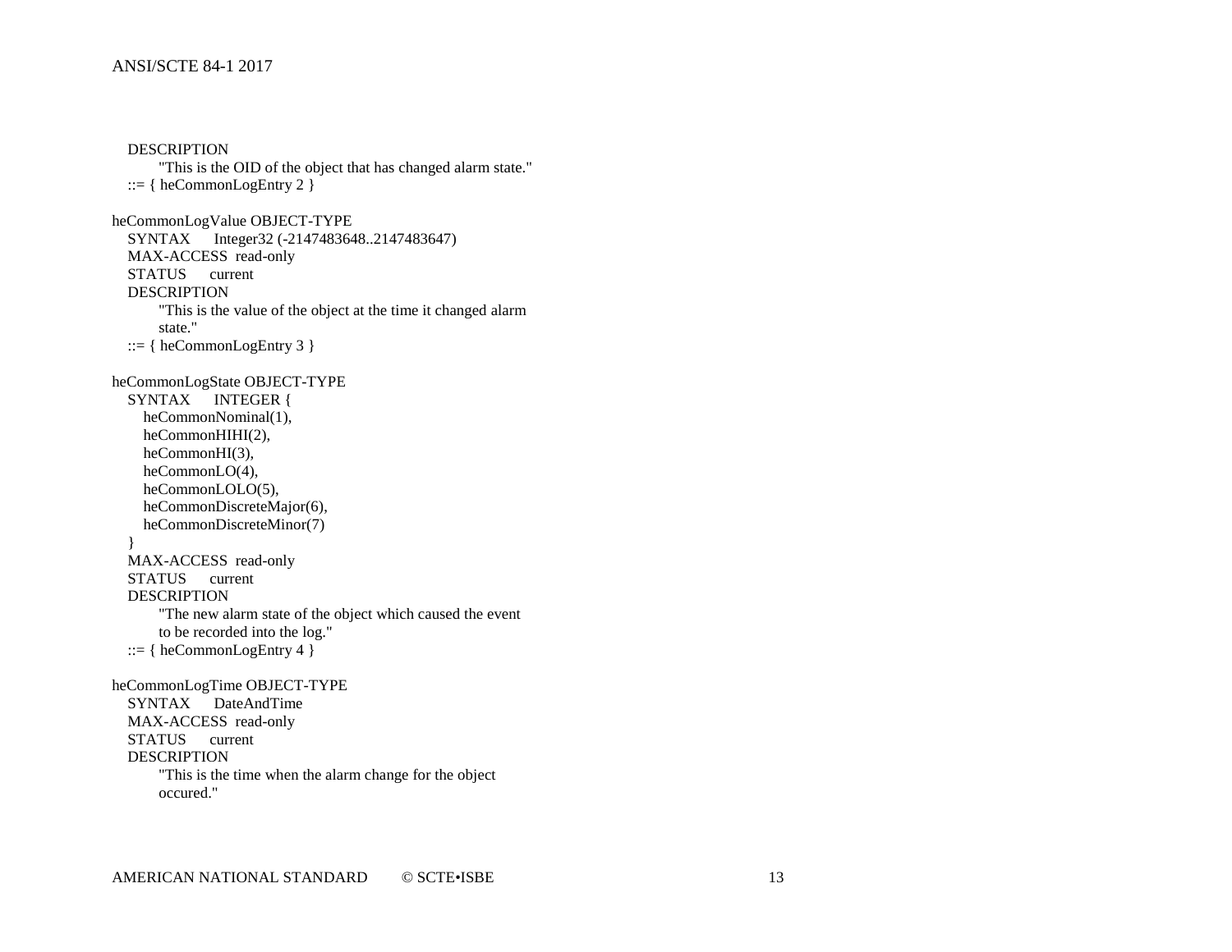```
    DESCRIPTION
          "This is the OID of the object that has changed alarm state."
    ::= { heCommonLogEntry 2 }

heCommonLogValue OBJECT-TYPE
    SYNTAX      Integer32 (-2147483648..2147483647)
    MAX-ACCESS  read-only
    STATUS      current
    DESCRIPTION
          "This is the value of the object at the time it changed alarm
          state."
    ::= { heCommonLogEntry 3 }

heCommonLogState OBJECT-TYPE
    SYNTAX      INTEGER {
       heCommonNominal(1),
       heCommonHIHI(2),
       heCommonHI(3),
       heCommonLO(4),
       heCommonLOLO(5),
       heCommonDiscreteMajor(6),
       heCommonDiscreteMinor(7)
    }
    MAX-ACCESS  read-only
    STATUS      current
    DESCRIPTION
          "The new alarm state of the object which caused the event
          to be recorded into the log."
    ::= { heCommonLogEntry 4 }

heCommonLogTime OBJECT-TYPE
    SYNTAX      DateAndTime
    MAX-ACCESS  read-only
    STATUS      current
    DESCRIPTION
          "This is the time when the alarm change for the object
          occured."
```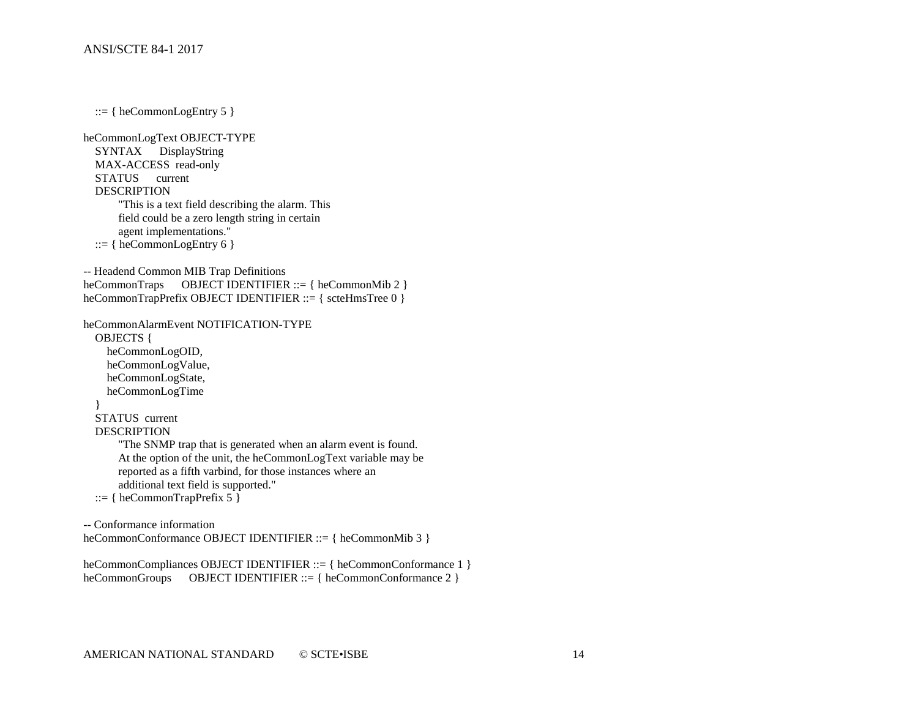```
    ::= { heCommonLogEntry 5 }

heCommonLogText OBJECT-TYPE
    SYNTAX      DisplayString
    MAX-ACCESS  read-only
    STATUS      current
    DESCRIPTION
          "This is a text field describing the alarm. This
          field could be a zero length string in certain
          agent implementations."
    ::= { heCommonLogEntry 6 }

-- Headend Common MIB Trap Definitions
heCommonTraps      OBJECT IDENTIFIER ::= { heCommonMib 2 }
heCommonTrapPrefix OBJECT IDENTIFIER ::= { scteHmsTree 0 }

heCommonAlarmEvent NOTIFICATION-TYPE
    OBJECTS {
       heCommonLogOID,
       heCommonLogValue,
       heCommonLogState,
       heCommonLogTime
    }
    STATUS  current
    DESCRIPTION
          "The SNMP trap that is generated when an alarm event is found.
          At the option of the unit, the heCommonLogText variable may be
          reported as a fifth varbind, for those instances where an
          additional text field is supported."
    ::= { heCommonTrapPrefix 5 }

-- Conformance information
heCommonConformance OBJECT IDENTIFIER ::= { heCommonMib 3 }

heCommonCompliances OBJECT IDENTIFIER ::= { heCommonConformance 1 }
heCommonGroups      OBJECT IDENTIFIER ::= { heCommonConformance 2 }
```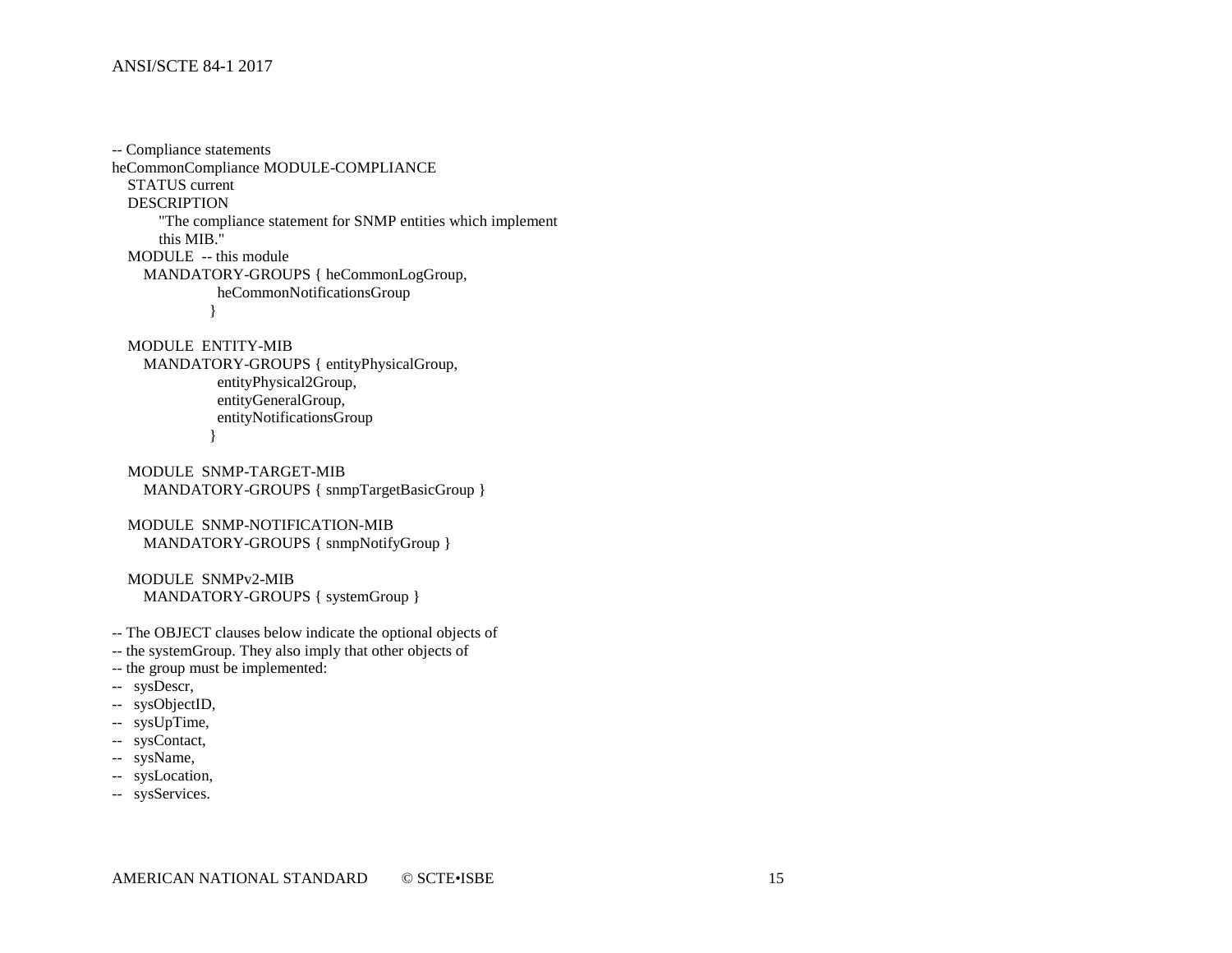```
-- Compliance statements
heCommonCompliance MODULE-COMPLIANCE
   STATUS current
   DESCRIPTION
        "The compliance statement for SNMP entities which implement
         this MIB."
   MODULE  -- this module
      MANDATORY-GROUPS { heCommonLogGroup,
                  heCommonNotificationsGroup
                 }

   MODULE  ENTITY-MIB
      MANDATORY-GROUPS { entityPhysicalGroup,
                  entityPhysical2Group,
                  entityGeneralGroup,
                  entityNotificationsGroup
                 }

   MODULE  SNMP-TARGET-MIB
      MANDATORY-GROUPS { snmpTargetBasicGroup }

   MODULE  SNMP-NOTIFICATION-MIB
      MANDATORY-GROUPS { snmpNotifyGroup }

   MODULE  SNMPv2-MIB
      MANDATORY-GROUPS { systemGroup }

-- The OBJECT clauses below indicate the optional objects of
-- the systemGroup. They also imply that other objects of
-- the group must be implemented:
--   sysDescr,
--   sysObjectID,
--   sysUpTime,
--   sysContact,
--   sysName,
--   sysLocation,
--   sysServices.
```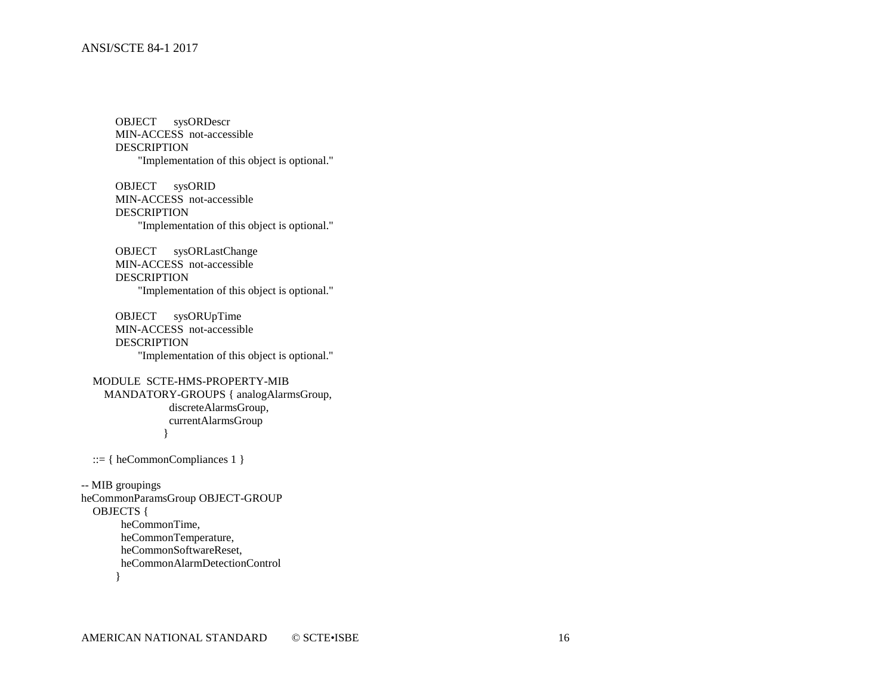```
        OBJECT      sysORDescr
        MIN-ACCESS  not-accessible
        DESCRIPTION
              "Implementation of this object is optional."

        OBJECT      sysORID
        MIN-ACCESS  not-accessible
        DESCRIPTION
              "Implementation of this object is optional."

        OBJECT      sysORLastChange
        MIN-ACCESS  not-accessible
        DESCRIPTION
              "Implementation of this object is optional."

        OBJECT      sysORUpTime
        MIN-ACCESS  not-accessible
        DESCRIPTION
              "Implementation of this object is optional."

   MODULE  SCTE-HMS-PROPERTY-MIB
      MANDATORY-GROUPS { analogAlarmsGroup,
                         discreteAlarmsGroup,
                         currentAlarmsGroup
                       }

   ::= { heCommonCompliances 1 }

-- MIB groupings
heCommonParamsGroup OBJECT-GROUP
   OBJECTS {
           heCommonTime,
           heCommonTemperature,
           heCommonSoftwareReset,
           heCommonAlarmDetectionControl
         }
```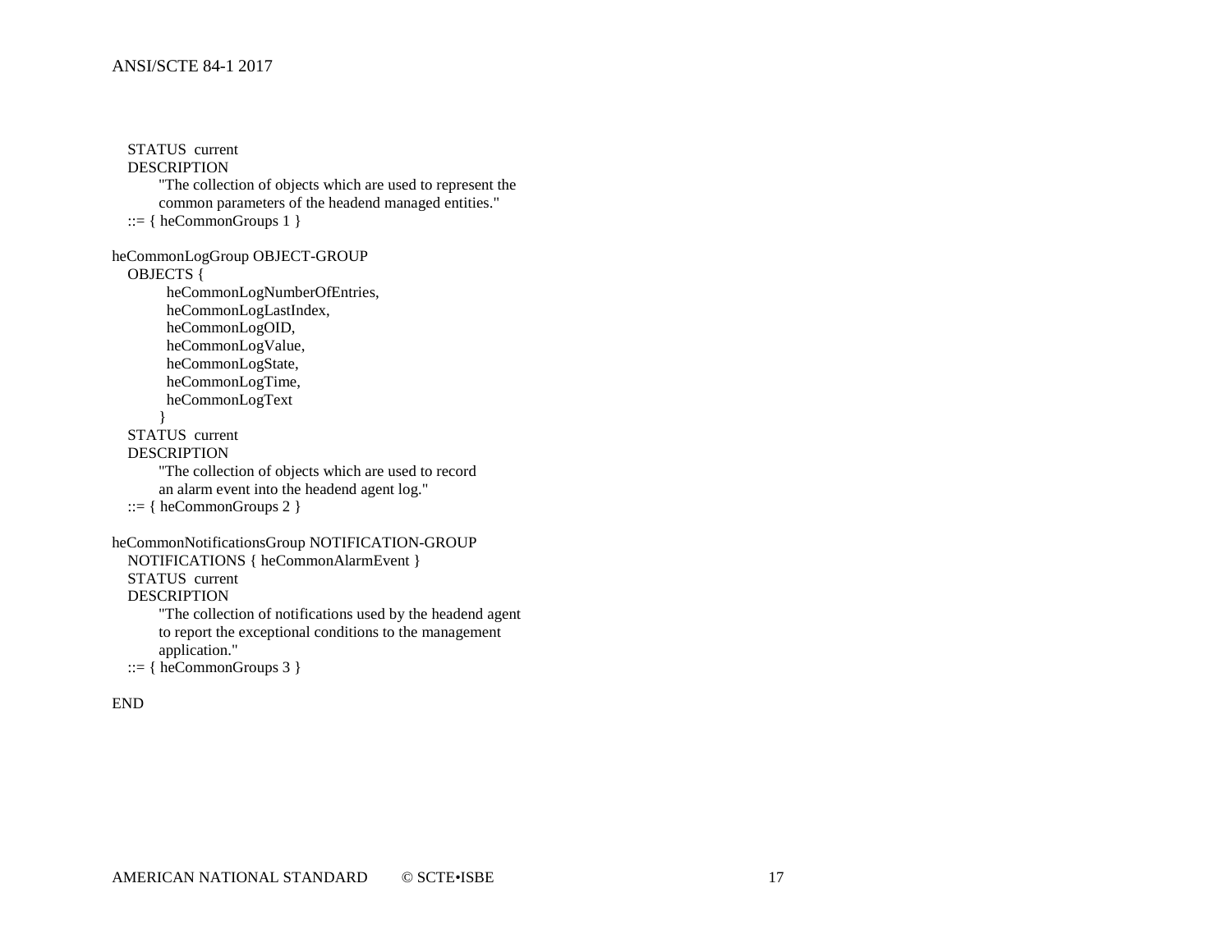```
    STATUS  current
    DESCRIPTION
           "The collection of objects which are used to represent the
           common parameters of the headend managed entities."
    ::= { heCommonGroups 1 }

heCommonLogGroup OBJECT-GROUP
    OBJECTS {
             heCommonLogNumberOfEntries,
             heCommonLogLastIndex,
             heCommonLogOID,
             heCommonLogValue,
             heCommonLogState,
             heCommonLogTime,
             heCommonLogText
            }
    STATUS  current
    DESCRIPTION
           "The collection of objects which are used to record
           an alarm event into the headend agent log."
    ::= { heCommonGroups 2 }

heCommonNotificationsGroup NOTIFICATION-GROUP
    NOTIFICATIONS { heCommonAlarmEvent }
    STATUS  current
    DESCRIPTION
           "The collection of notifications used by the headend agent
           to report the exceptional conditions to the management
           application."
    ::= { heCommonGroups 3 }

END
```